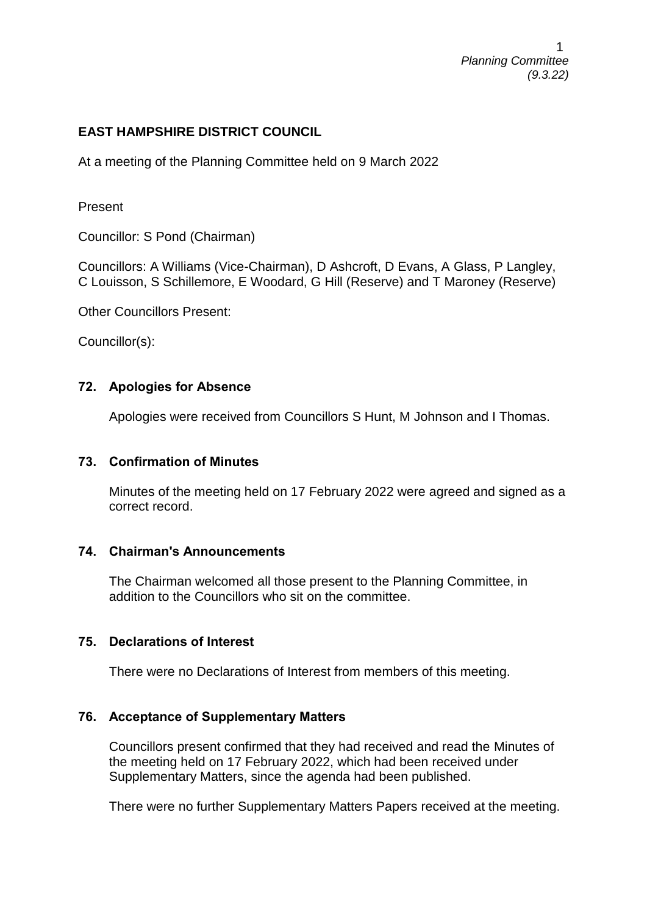**EAST HAMPSHIRE DISTRICT COUNCIL**

At a meeting of the Planning Committee held on 9 March 2022

Present

Councillor: S Pond (Chairman)

Councillors: A Williams (Vice-Chairman), D Ashcroft, D Evans, A Glass, P Langley, C Louisson, S Schillemore, E Woodard, G Hill (Reserve) and T Maroney (Reserve)

Other Councillors Present:

Councillor(s):

## 72. Apologies for Absence

Apologies were received from Councillors S Hunt, M Johnson and I Thomas.

## 73. Confirmation of Minutes

Minutes of the meeting held on 17 February 2022 were agreed and signed as a correct record.

## 74. Chairman's Announcements

The Chairman welcomed all those present to the Planning Committee, in addition to the Councillors who sit on the committee.

## 75. Declarations of Interest

There were no Declarations of Interest from members of this meeting.

## 76. Acceptance of Supplementary Matters

Councillors present confirmed that they had received and read the Minutes of the meeting held on 17 February 2022, which had been received under Supplementary Matters, since the agenda had been published.

There were no further Supplementary Matters Papers received at the meeting.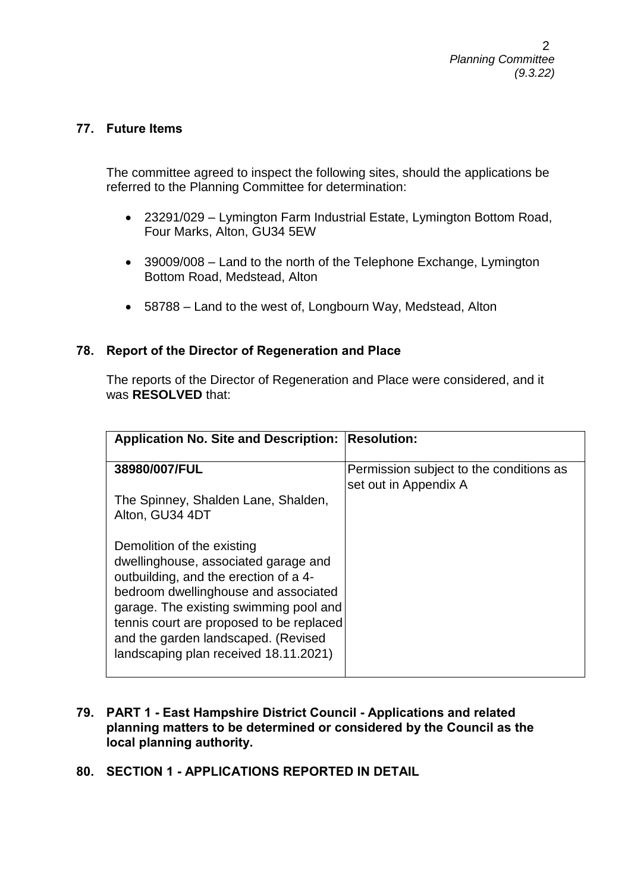## 77. Future Items

The committee agreed to inspect the following sites, should the applications be referred to the Planning Committee for determination:

- 23291/029 – Lymington Farm Industrial Estate, Lymington Bottom Road, Four Marks, Alton, GU34 5EW
- 39009/008 – Land to the north of the Telephone Exchange, Lymington Bottom Road, Medstead, Alton
- 58788 – Land to the west of, Longbourn Way, Medstead, Alton

## 78. Report of the Director of Regeneration and Place

The reports of the Director of Regeneration and Place were considered, and it was **RESOLVED** that:

| **Application No. Site and Description:** | **Resolution:** |
|---|---|
| **38980/007/FUL**<br><br>The Spinney, Shalden Lane, Shalden, Alton, GU34 4DT<br><br>Demolition of the existing dwellinghouse, associated garage and outbuilding, and the erection of a 4-bedroom dwellinghouse and associated garage. The existing swimming pool and tennis court are proposed to be replaced and the garden landscaped. (Revised landscaping plan received 18.11.2021) | Permission subject to the conditions as set out in Appendix A |

## 79. PART 1 - East Hampshire District Council - Applications and related planning matters to be determined or considered by the Council as the local planning authority.

## 80. SECTION 1 - APPLICATIONS REPORTED IN DETAIL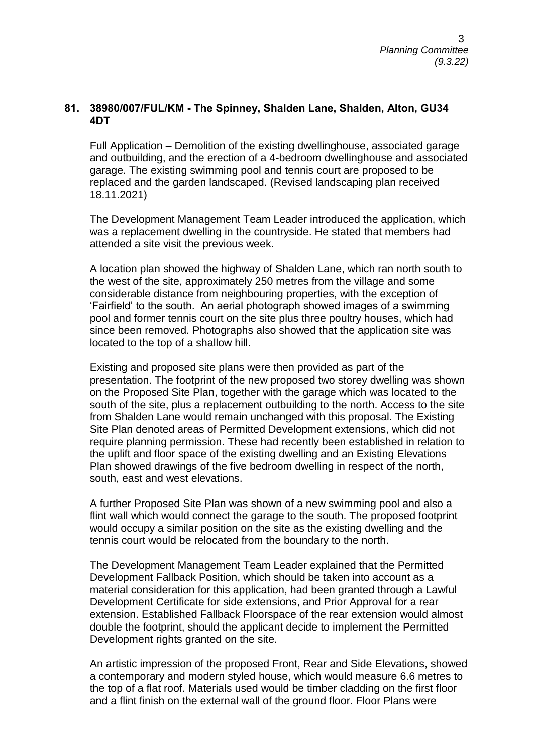### 81. 38980/007/FUL/KM - The Spinney, Shalden Lane, Shalden, Alton, GU34 4DT

Full Application – Demolition of the existing dwellinghouse, associated garage and outbuilding, and the erection of a 4-bedroom dwellinghouse and associated garage. The existing swimming pool and tennis court are proposed to be replaced and the garden landscaped. (Revised landscaping plan received 18.11.2021)

The Development Management Team Leader introduced the application, which was a replacement dwelling in the countryside. He stated that members had attended a site visit the previous week.

A location plan showed the highway of Shalden Lane, which ran north south to the west of the site, approximately 250 metres from the village and some considerable distance from neighbouring properties, with the exception of 'Fairfield' to the south. An aerial photograph showed images of a swimming pool and former tennis court on the site plus three poultry houses, which had since been removed. Photographs also showed that the application site was located to the top of a shallow hill.

Existing and proposed site plans were then provided as part of the presentation. The footprint of the new proposed two storey dwelling was shown on the Proposed Site Plan, together with the garage which was located to the south of the site, plus a replacement outbuilding to the north. Access to the site from Shalden Lane would remain unchanged with this proposal. The Existing Site Plan denoted areas of Permitted Development extensions, which did not require planning permission. These had recently been established in relation to the uplift and floor space of the existing dwelling and an Existing Elevations Plan showed drawings of the five bedroom dwelling in respect of the north, south, east and west elevations.

A further Proposed Site Plan was shown of a new swimming pool and also a flint wall which would connect the garage to the south. The proposed footprint would occupy a similar position on the site as the existing dwelling and the tennis court would be relocated from the boundary to the north.

The Development Management Team Leader explained that the Permitted Development Fallback Position, which should be taken into account as a material consideration for this application, had been granted through a Lawful Development Certificate for side extensions, and Prior Approval for a rear extension. Established Fallback Floorspace of the rear extension would almost double the footprint, should the applicant decide to implement the Permitted Development rights granted on the site.

An artistic impression of the proposed Front, Rear and Side Elevations, showed a contemporary and modern styled house, which would measure 6.6 metres to the top of a flat roof. Materials used would be timber cladding on the first floor and a flint finish on the external wall of the ground floor. Floor Plans were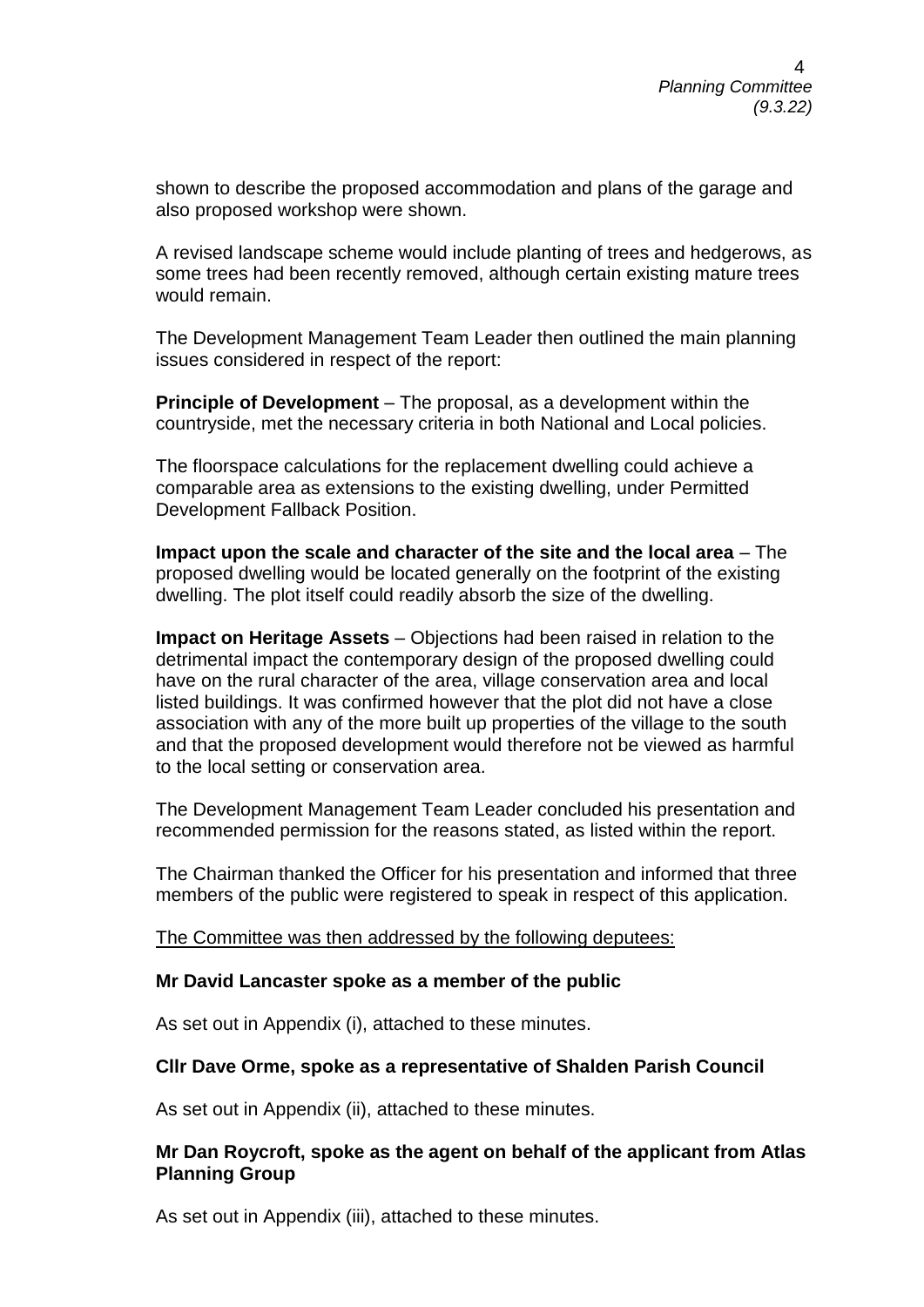shown to describe the proposed accommodation and plans of the garage and also proposed workshop were shown.

A revised landscape scheme would include planting of trees and hedgerows, as some trees had been recently removed, although certain existing mature trees would remain.

The Development Management Team Leader then outlined the main planning issues considered in respect of the report:

**Principle of Development** – The proposal, as a development within the countryside, met the necessary criteria in both National and Local policies.

The floorspace calculations for the replacement dwelling could achieve a comparable area as extensions to the existing dwelling, under Permitted Development Fallback Position.

**Impact upon the scale and character of the site and the local area** – The proposed dwelling would be located generally on the footprint of the existing dwelling. The plot itself could readily absorb the size of the dwelling.

**Impact on Heritage Assets** – Objections had been raised in relation to the detrimental impact the contemporary design of the proposed dwelling could have on the rural character of the area, village conservation area and local listed buildings. It was confirmed however that the plot did not have a close association with any of the more built up properties of the village to the south and that the proposed development would therefore not be viewed as harmful to the local setting or conservation area.

The Development Management Team Leader concluded his presentation and recommended permission for the reasons stated, as listed within the report.

The Chairman thanked the Officer for his presentation and informed that three members of the public were registered to speak in respect of this application.

<u>The Committee was then addressed by the following deputees:</u>

**Mr David Lancaster spoke as a member of the public**

As set out in Appendix (i), attached to these minutes.

**Cllr Dave Orme, spoke as a representative of Shalden Parish Council**

As set out in Appendix (ii), attached to these minutes.

**Mr Dan Roycroft, spoke as the agent on behalf of the applicant from Atlas Planning Group**

As set out in Appendix (iii), attached to these minutes.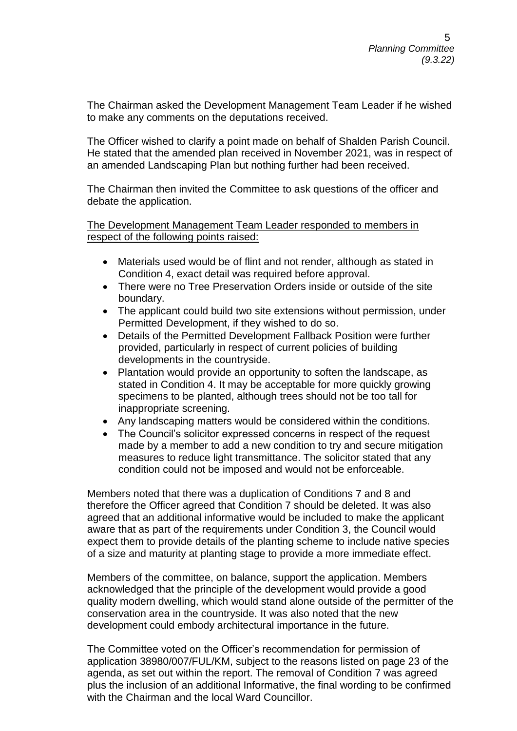The Chairman asked the Development Management Team Leader if he wished to make any comments on the deputations received.

The Officer wished to clarify a point made on behalf of Shalden Parish Council. He stated that the amended plan received in November 2021, was in respect of an amended Landscaping Plan but nothing further had been received.

The Chairman then invited the Committee to ask questions of the officer and debate the application.

<u>The Development Management Team Leader responded to members in respect of the following points raised:</u>

- Materials used would be of flint and not render, although as stated in Condition 4, exact detail was required before approval.
- There were no Tree Preservation Orders inside or outside of the site boundary.
- The applicant could build two site extensions without permission, under Permitted Development, if they wished to do so.
- Details of the Permitted Development Fallback Position were further provided, particularly in respect of current policies of building developments in the countryside.
- Plantation would provide an opportunity to soften the landscape, as stated in Condition 4. It may be acceptable for more quickly growing specimens to be planted, although trees should not be too tall for inappropriate screening.
- Any landscaping matters would be considered within the conditions.
- The Council's solicitor expressed concerns in respect of the request made by a member to add a new condition to try and secure mitigation measures to reduce light transmittance. The solicitor stated that any condition could not be imposed and would not be enforceable.

Members noted that there was a duplication of Conditions 7 and 8 and therefore the Officer agreed that Condition 7 should be deleted. It was also agreed that an additional informative would be included to make the applicant aware that as part of the requirements under Condition 3, the Council would expect them to provide details of the planting scheme to include native species of a size and maturity at planting stage to provide a more immediate effect.

Members of the committee, on balance, support the application. Members acknowledged that the principle of the development would provide a good quality modern dwelling, which would stand alone outside of the permitter of the conservation area in the countryside. It was also noted that the new development could embody architectural importance in the future.

The Committee voted on the Officer's recommendation for permission of application 38980/007/FUL/KM, subject to the reasons listed on page 23 of the agenda, as set out within the report. The removal of Condition 7 was agreed plus the inclusion of an additional Informative, the final wording to be confirmed with the Chairman and the local Ward Councillor.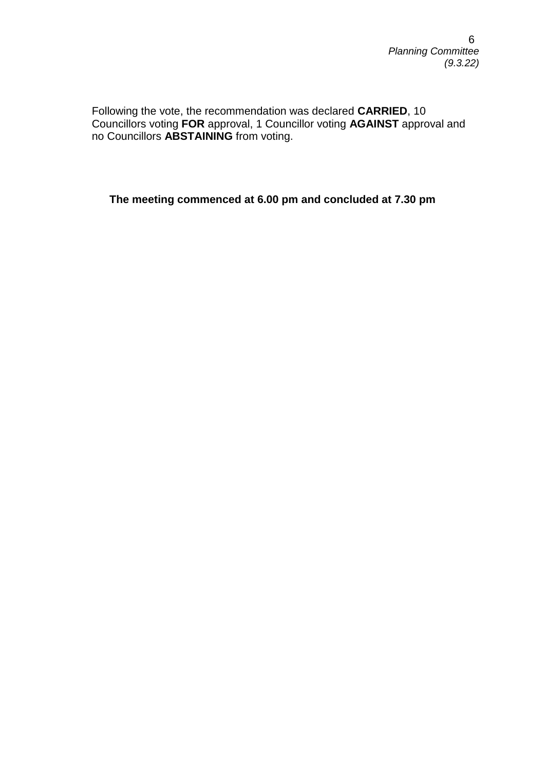Following the vote, the recommendation was declared **CARRIED**, 10 Councillors voting **FOR** approval, 1 Councillor voting **AGAINST** approval and no Councillors **ABSTAINING** from voting.

**The meeting commenced at 6.00 pm and concluded at 7.30 pm**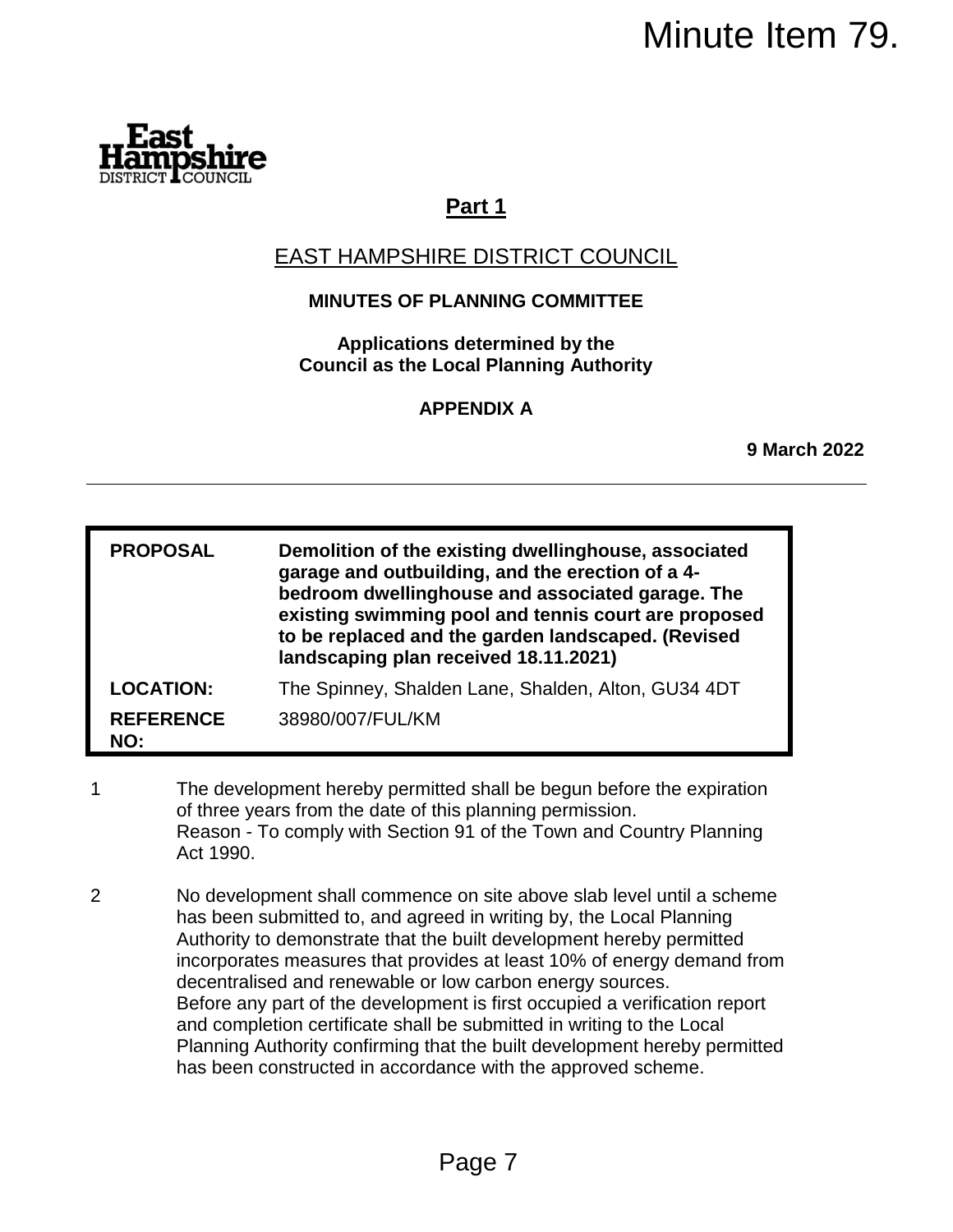Minute Item 79.

**Part 1**

EAST HAMPSHIRE DISTRICT COUNCIL

**MINUTES OF PLANNING COMMITTEE**

**Applications determined by the Council as the Local Planning Authority**

**APPENDIX A**

**9 March 2022**

---

| | |
|---|---|
| **PROPOSAL** | **Demolition of the existing dwellinghouse, associated garage and outbuilding, and the erection of a 4-bedroom dwellinghouse and associated garage. The existing swimming pool and tennis court are proposed to be replaced and the garden landscaped. (Revised landscaping plan received 18.11.2021)** |
| **LOCATION:** | The Spinney, Shalden Lane, Shalden, Alton, GU34 4DT |
| **REFERENCE NO:** | 38980/007/FUL/KM |

1. The development hereby permitted shall be begun before the expiration of three years from the date of this planning permission.
   Reason - To comply with Section 91 of the Town and Country Planning Act 1990.

2. No development shall commence on site above slab level until a scheme has been submitted to, and agreed in writing by, the Local Planning Authority to demonstrate that the built development hereby permitted incorporates measures that provides at least 10% of energy demand from decentralised and renewable or low carbon energy sources.
   Before any part of the development is first occupied a verification report and completion certificate shall be submitted in writing to the Local Planning Authority confirming that the built development hereby permitted has been constructed in accordance with the approved scheme.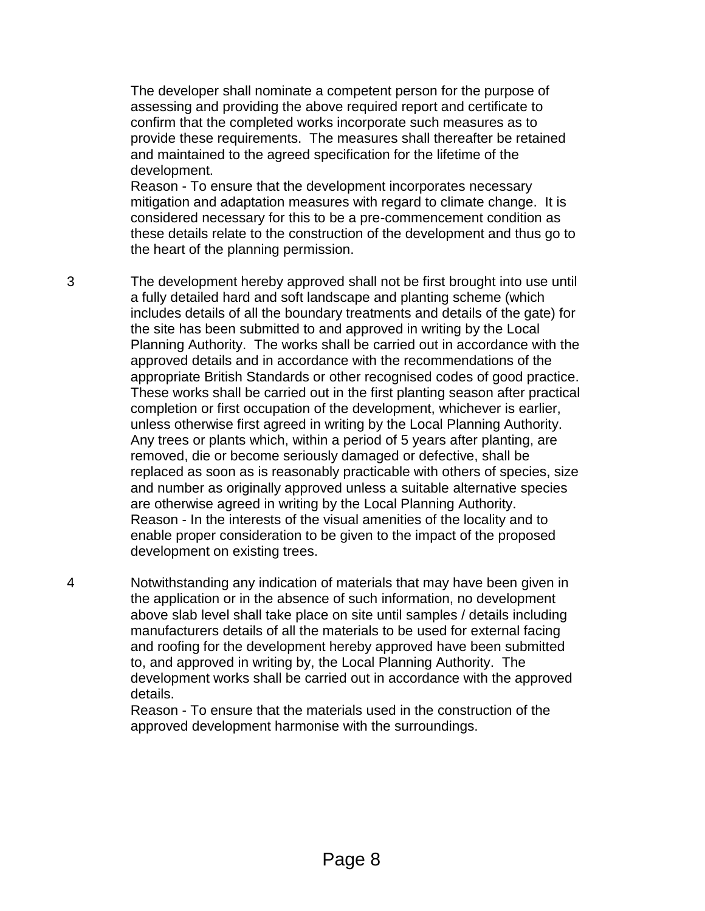The developer shall nominate a competent person for the purpose of assessing and providing the above required report and certificate to confirm that the completed works incorporate such measures as to provide these requirements. The measures shall thereafter be retained and maintained to the agreed specification for the lifetime of the development.

Reason - To ensure that the development incorporates necessary mitigation and adaptation measures with regard to climate change. It is considered necessary for this to be a pre-commencement condition as these details relate to the construction of the development and thus go to the heart of the planning permission.

3 The development hereby approved shall not be first brought into use until a fully detailed hard and soft landscape and planting scheme (which includes details of all the boundary treatments and details of the gate) for the site has been submitted to and approved in writing by the Local Planning Authority. The works shall be carried out in accordance with the approved details and in accordance with the recommendations of the appropriate British Standards or other recognised codes of good practice. These works shall be carried out in the first planting season after practical completion or first occupation of the development, whichever is earlier, unless otherwise first agreed in writing by the Local Planning Authority. Any trees or plants which, within a period of 5 years after planting, are removed, die or become seriously damaged or defective, shall be replaced as soon as is reasonably practicable with others of species, size and number as originally approved unless a suitable alternative species are otherwise agreed in writing by the Local Planning Authority.

Reason - In the interests of the visual amenities of the locality and to enable proper consideration to be given to the impact of the proposed development on existing trees.

4 Notwithstanding any indication of materials that may have been given in the application or in the absence of such information, no development above slab level shall take place on site until samples / details including manufacturers details of all the materials to be used for external facing and roofing for the development hereby approved have been submitted to, and approved in writing by, the Local Planning Authority. The development works shall be carried out in accordance with the approved details.

Reason - To ensure that the materials used in the construction of the approved development harmonise with the surroundings.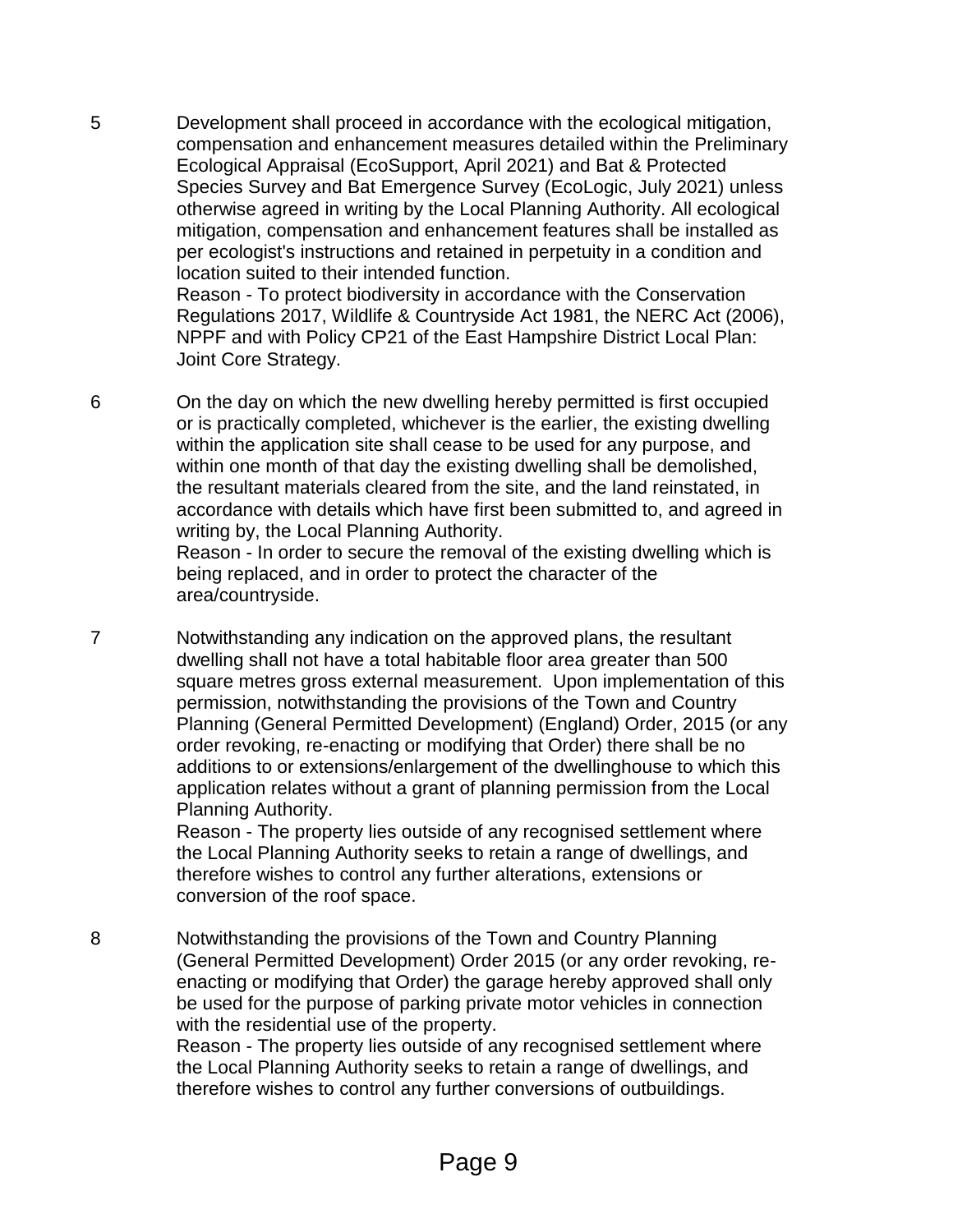5 Development shall proceed in accordance with the ecological mitigation, compensation and enhancement measures detailed within the Preliminary Ecological Appraisal (EcoSupport, April 2021) and Bat & Protected Species Survey and Bat Emergence Survey (EcoLogic, July 2021) unless otherwise agreed in writing by the Local Planning Authority. All ecological mitigation, compensation and enhancement features shall be installed as per ecologist's instructions and retained in perpetuity in a condition and location suited to their intended function.
Reason - To protect biodiversity in accordance with the Conservation Regulations 2017, Wildlife & Countryside Act 1981, the NERC Act (2006), NPPF and with Policy CP21 of the East Hampshire District Local Plan: Joint Core Strategy.

6 On the day on which the new dwelling hereby permitted is first occupied or is practically completed, whichever is the earlier, the existing dwelling within the application site shall cease to be used for any purpose, and within one month of that day the existing dwelling shall be demolished, the resultant materials cleared from the site, and the land reinstated, in accordance with details which have first been submitted to, and agreed in writing by, the Local Planning Authority.
Reason - In order to secure the removal of the existing dwelling which is being replaced, and in order to protect the character of the area/countryside.

7 Notwithstanding any indication on the approved plans, the resultant dwelling shall not have a total habitable floor area greater than 500 square metres gross external measurement. Upon implementation of this permission, notwithstanding the provisions of the Town and Country Planning (General Permitted Development) (England) Order, 2015 (or any order revoking, re-enacting or modifying that Order) there shall be no additions to or extensions/enlargement of the dwellinghouse to which this application relates without a grant of planning permission from the Local Planning Authority.
Reason - The property lies outside of any recognised settlement where the Local Planning Authority seeks to retain a range of dwellings, and therefore wishes to control any further alterations, extensions or conversion of the roof space.

8 Notwithstanding the provisions of the Town and Country Planning (General Permitted Development) Order 2015 (or any order revoking, re-enacting or modifying that Order) the garage hereby approved shall only be used for the purpose of parking private motor vehicles in connection with the residential use of the property.
Reason - The property lies outside of any recognised settlement where the Local Planning Authority seeks to retain a range of dwellings, and therefore wishes to control any further conversions of outbuildings.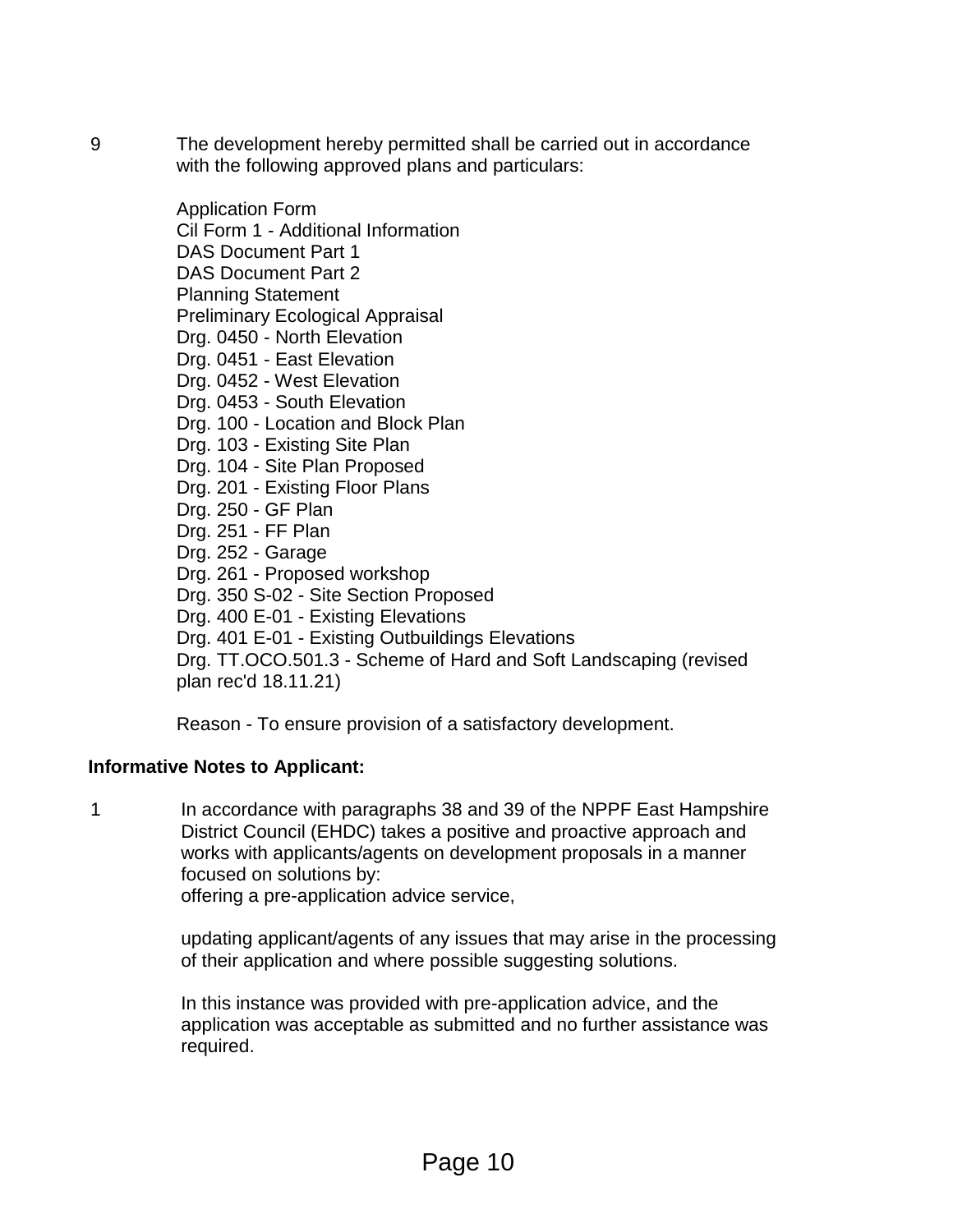9 The development hereby permitted shall be carried out in accordance with the following approved plans and particulars:

Application Form
Cil Form 1 - Additional Information
DAS Document Part 1
DAS Document Part 2
Planning Statement
Preliminary Ecological Appraisal
Drg. 0450 - North Elevation
Drg. 0451 - East Elevation
Drg. 0452 - West Elevation
Drg. 0453 - South Elevation
Drg. 100 - Location and Block Plan
Drg. 103 - Existing Site Plan
Drg. 104 - Site Plan Proposed
Drg. 201 - Existing Floor Plans
Drg. 250 - GF Plan
Drg. 251 - FF Plan
Drg. 252 - Garage
Drg. 261 - Proposed workshop
Drg. 350 S-02 - Site Section Proposed
Drg. 400 E-01 - Existing Elevations
Drg. 401 E-01 - Existing Outbuildings Elevations
Drg. TT.OCO.501.3 - Scheme of Hard and Soft Landscaping (revised plan rec'd 18.11.21)

Reason - To ensure provision of a satisfactory development.

**Informative Notes to Applicant:**

1 In accordance with paragraphs 38 and 39 of the NPPF East Hampshire District Council (EHDC) takes a positive and proactive approach and works with applicants/agents on development proposals in a manner focused on solutions by:
offering a pre-application advice service,

updating applicant/agents of any issues that may arise in the processing of their application and where possible suggesting solutions.

In this instance was provided with pre-application advice, and the application was acceptable as submitted and no further assistance was required.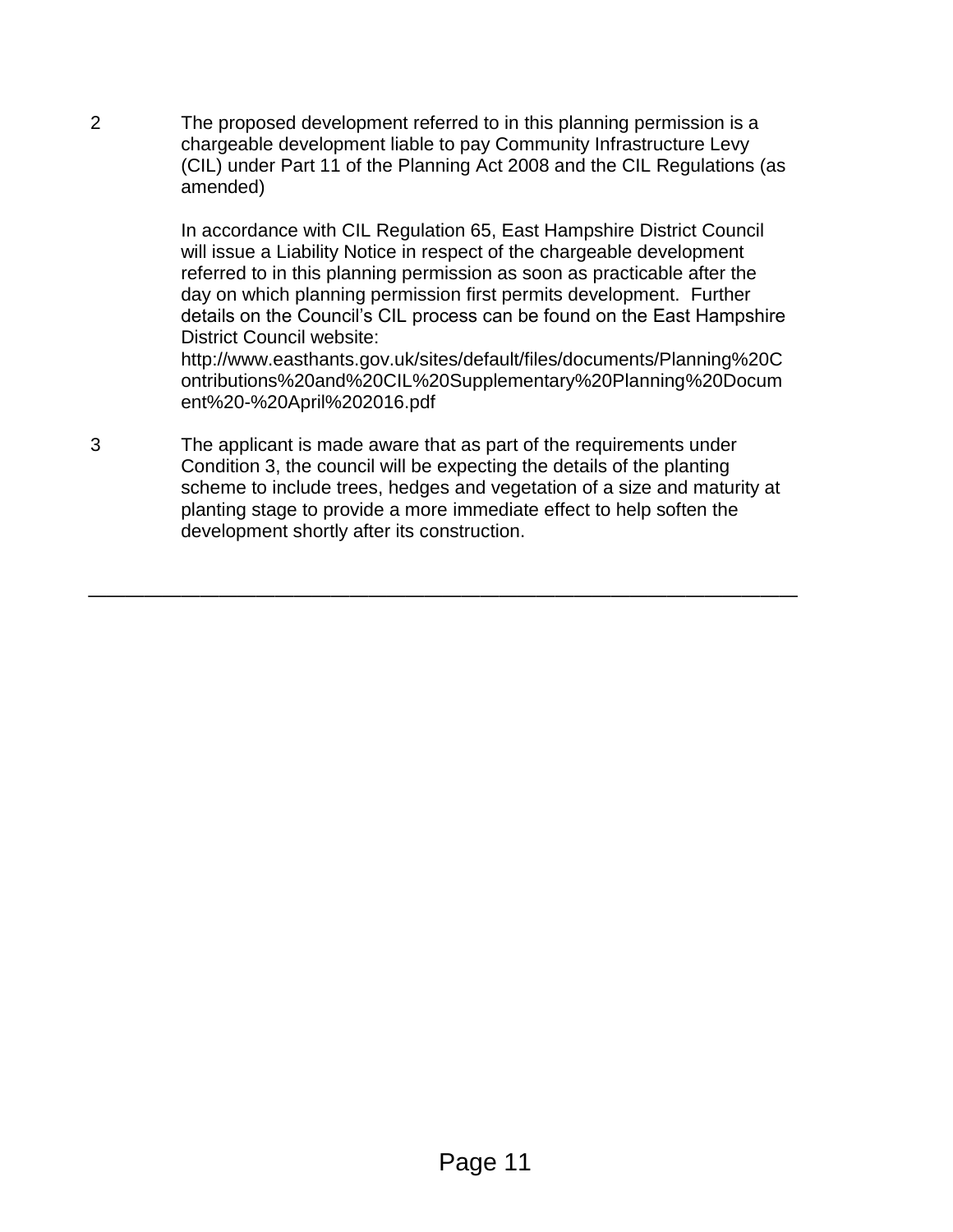2 The proposed development referred to in this planning permission is a chargeable development liable to pay Community Infrastructure Levy (CIL) under Part 11 of the Planning Act 2008 and the CIL Regulations (as amended)

In accordance with CIL Regulation 65, East Hampshire District Council will issue a Liability Notice in respect of the chargeable development referred to in this planning permission as soon as practicable after the day on which planning permission first permits development. Further details on the Council's CIL process can be found on the East Hampshire District Council website: http://www.easthants.gov.uk/sites/default/files/documents/Planning%20Contributions%20and%20CIL%20Supplementary%20Planning%20Document%20-%20April%202016.pdf

3 The applicant is made aware that as part of the requirements under Condition 3, the council will be expecting the details of the planting scheme to include trees, hedges and vegetation of a size and maturity at planting stage to provide a more immediate effect to help soften the development shortly after its construction.

---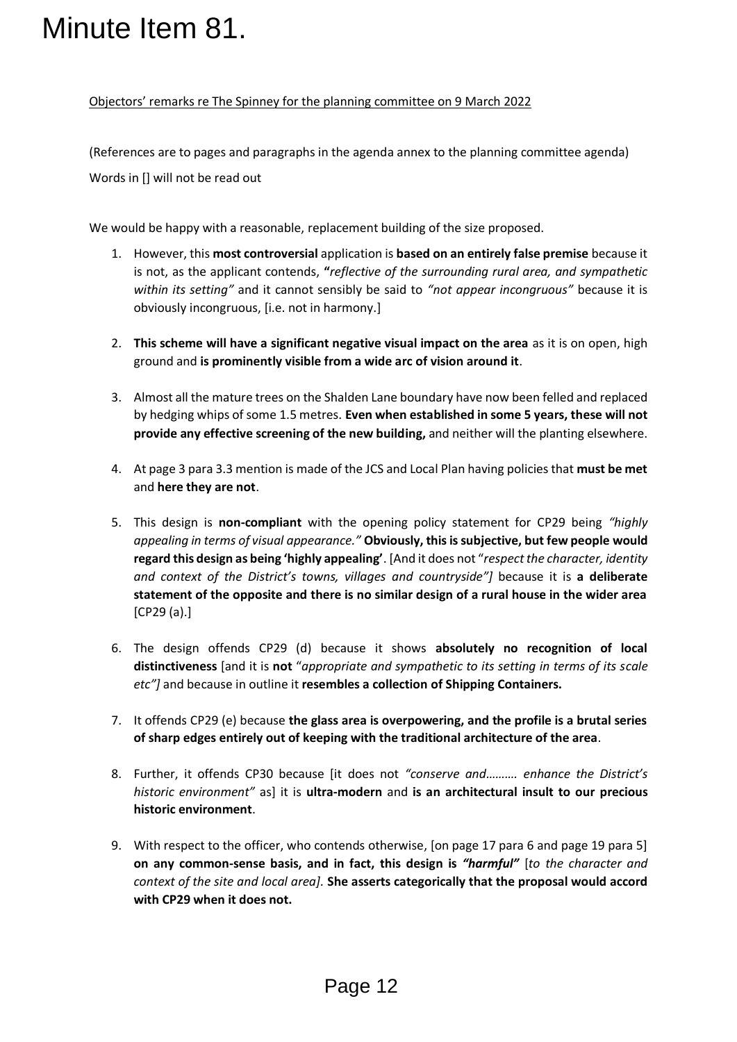# Minute Item 81.

Objectors' remarks re The Spinney for the planning committee on 9 March 2022

(References are to pages and paragraphs in the agenda annex to the planning committee agenda)

Words in [] will not be read out

We would be happy with a reasonable, replacement building of the size proposed.

1. However, this **most controversial** application is **based on an entirely false premise** because it is not, as the applicant contends, **"***reflective of the surrounding rural area, and sympathetic within its setting"* and it cannot sensibly be said to *"not appear incongruous"* because it is obviously incongruous, [i.e. not in harmony.]

2. **This scheme will have a significant negative visual impact on the area** as it is on open, high ground and **is prominently visible from a wide arc of vision around it**.

3. Almost all the mature trees on the Shalden Lane boundary have now been felled and replaced by hedging whips of some 1.5 metres. **Even when established in some 5 years, these will not provide any effective screening of the new building,** and neither will the planting elsewhere.

4. At page 3 para 3.3 mention is made of the JCS and Local Plan having policies that **must be met** and **here they are not**.

5. This design is **non-compliant** with the opening policy statement for CP29 being *"highly appealing in terms of visual appearance."* **Obviously, this is subjective, but few people would regard this design as being 'highly appealing'**. [And it does not "*respect the character, identity and context of the District's towns, villages and countryside"]* because it is **a deliberate statement of the opposite and there is no similar design of a rural house in the wider area** [CP29 (a).]

6. The design offends CP29 (d) because it shows **absolutely no recognition of local distinctiveness** [and it is **not** "*appropriate and sympathetic to its setting in terms of its scale etc"]* and because in outline it **resembles a collection of Shipping Containers.**

7. It offends CP29 (e) because **the glass area is overpowering, and the profile is a brutal series of sharp edges entirely out of keeping with the traditional architecture of the area**.

8. Further, it offends CP30 because [it does not *"conserve and………. enhance the District's historic environment"* as] it is **ultra-modern** and **is an architectural insult to our precious historic environment**.

9. With respect to the officer, who contends otherwise, [on page 17 para 6 and page 19 para 5] **on any common-sense basis, and in fact, this design is *"harmful"*** [*to the character and context of the site and local area].* **She asserts categorically that the proposal would accord with CP29 when it does not.**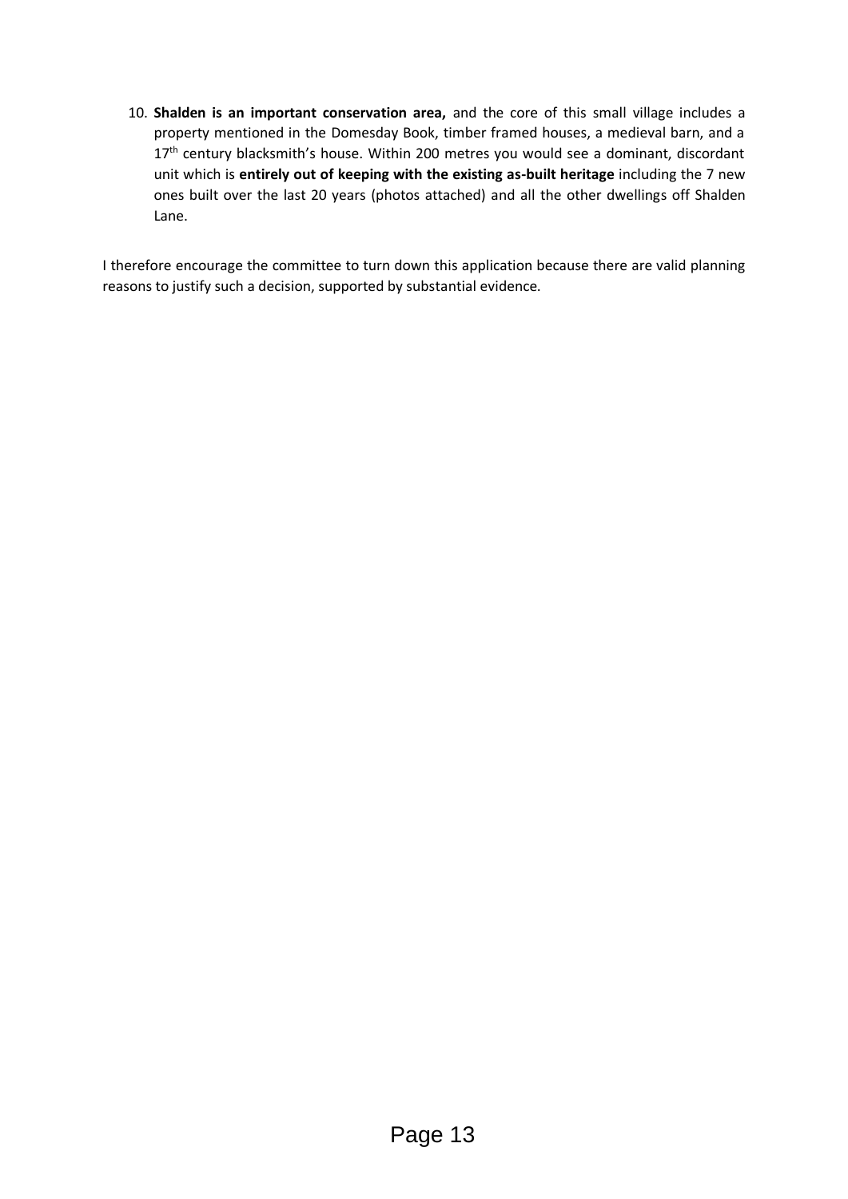10. **Shalden is an important conservation area,** and the core of this small village includes a property mentioned in the Domesday Book, timber framed houses, a medieval barn, and a 17th century blacksmith's house. Within 200 metres you would see a dominant, discordant unit which is **entirely out of keeping with the existing as-built heritage** including the 7 new ones built over the last 20 years (photos attached) and all the other dwellings off Shalden Lane.

I therefore encourage the committee to turn down this application because there are valid planning reasons to justify such a decision, supported by substantial evidence.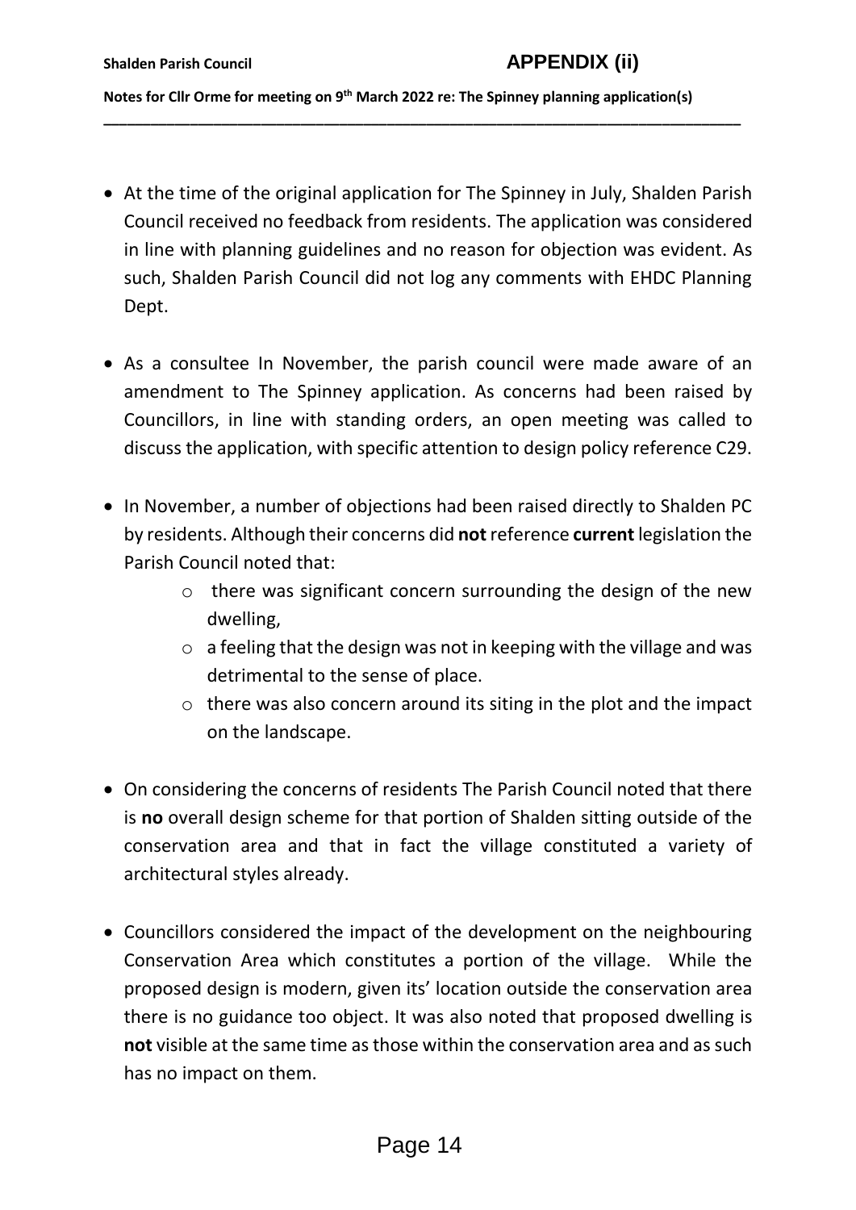**Shalden Parish Council** **APPENDIX (ii)**

**Notes for Cllr Orme for meeting on 9th March 2022 re: The Spinney planning application(s)**

- At the time of the original application for The Spinney in July, Shalden Parish Council received no feedback from residents. The application was considered in line with planning guidelines and no reason for objection was evident. As such, Shalden Parish Council did not log any comments with EHDC Planning Dept.

- As a consultee In November, the parish council were made aware of an amendment to The Spinney application. As concerns had been raised by Councillors, in line with standing orders, an open meeting was called to discuss the application, with specific attention to design policy reference C29.

- In November, a number of objections had been raised directly to Shalden PC by residents. Although their concerns did **not** reference **current** legislation the Parish Council noted that:
  - there was significant concern surrounding the design of the new dwelling,
  - a feeling that the design was not in keeping with the village and was detrimental to the sense of place.
  - there was also concern around its siting in the plot and the impact on the landscape.

- On considering the concerns of residents The Parish Council noted that there is **no** overall design scheme for that portion of Shalden sitting outside of the conservation area and that in fact the village constituted a variety of architectural styles already.

- Councillors considered the impact of the development on the neighbouring Conservation Area which constitutes a portion of the village. While the proposed design is modern, given its' location outside the conservation area there is no guidance too object. It was also noted that proposed dwelling is **not** visible at the same time as those within the conservation area and as such has no impact on them.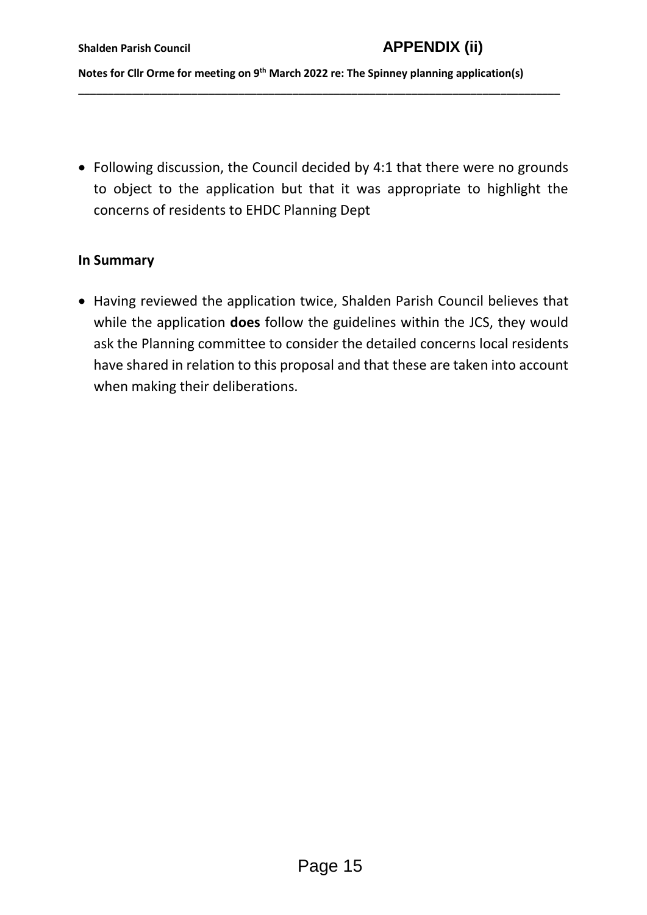- Following discussion, the Council decided by 4:1 that there were no grounds to object to the application but that it was appropriate to highlight the concerns of residents to EHDC Planning Dept

**In Summary**

- Having reviewed the application twice, Shalden Parish Council believes that while the application **does** follow the guidelines within the JCS, they would ask the Planning committee to consider the detailed concerns local residents have shared in relation to this proposal and that these are taken into account when making their deliberations.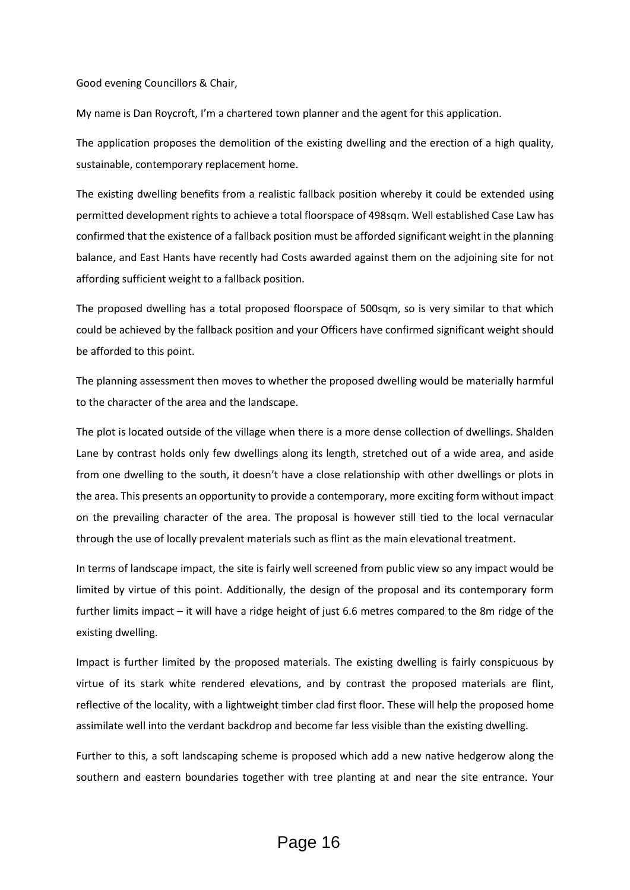Good evening Councillors & Chair,

My name is Dan Roycroft, I'm a chartered town planner and the agent for this application.

The application proposes the demolition of the existing dwelling and the erection of a high quality, sustainable, contemporary replacement home.

The existing dwelling benefits from a realistic fallback position whereby it could be extended using permitted development rights to achieve a total floorspace of 498sqm. Well established Case Law has confirmed that the existence of a fallback position must be afforded significant weight in the planning balance, and East Hants have recently had Costs awarded against them on the adjoining site for not affording sufficient weight to a fallback position.

The proposed dwelling has a total proposed floorspace of 500sqm, so is very similar to that which could be achieved by the fallback position and your Officers have confirmed significant weight should be afforded to this point.

The planning assessment then moves to whether the proposed dwelling would be materially harmful to the character of the area and the landscape.

The plot is located outside of the village when there is a more dense collection of dwellings. Shalden Lane by contrast holds only few dwellings along its length, stretched out of a wide area, and aside from one dwelling to the south, it doesn't have a close relationship with other dwellings or plots in the area. This presents an opportunity to provide a contemporary, more exciting form without impact on the prevailing character of the area. The proposal is however still tied to the local vernacular through the use of locally prevalent materials such as flint as the main elevational treatment.

In terms of landscape impact, the site is fairly well screened from public view so any impact would be limited by virtue of this point. Additionally, the design of the proposal and its contemporary form further limits impact – it will have a ridge height of just 6.6 metres compared to the 8m ridge of the existing dwelling.

Impact is further limited by the proposed materials. The existing dwelling is fairly conspicuous by virtue of its stark white rendered elevations, and by contrast the proposed materials are flint, reflective of the locality, with a lightweight timber clad first floor. These will help the proposed home assimilate well into the verdant backdrop and become far less visible than the existing dwelling.

Further to this, a soft landscaping scheme is proposed which add a new native hedgerow along the southern and eastern boundaries together with tree planting at and near the site entrance. Your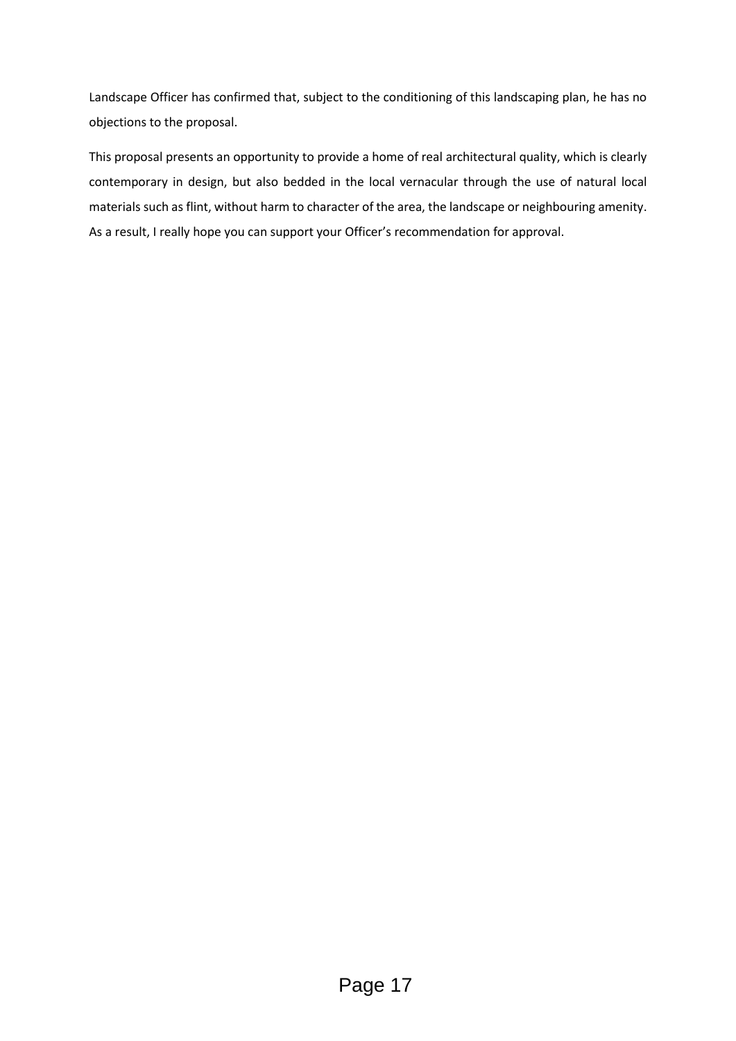Landscape Officer has confirmed that, subject to the conditioning of this landscaping plan, he has no objections to the proposal.

This proposal presents an opportunity to provide a home of real architectural quality, which is clearly contemporary in design, but also bedded in the local vernacular through the use of natural local materials such as flint, without harm to character of the area, the landscape or neighbouring amenity. As a result, I really hope you can support your Officer's recommendation for approval.